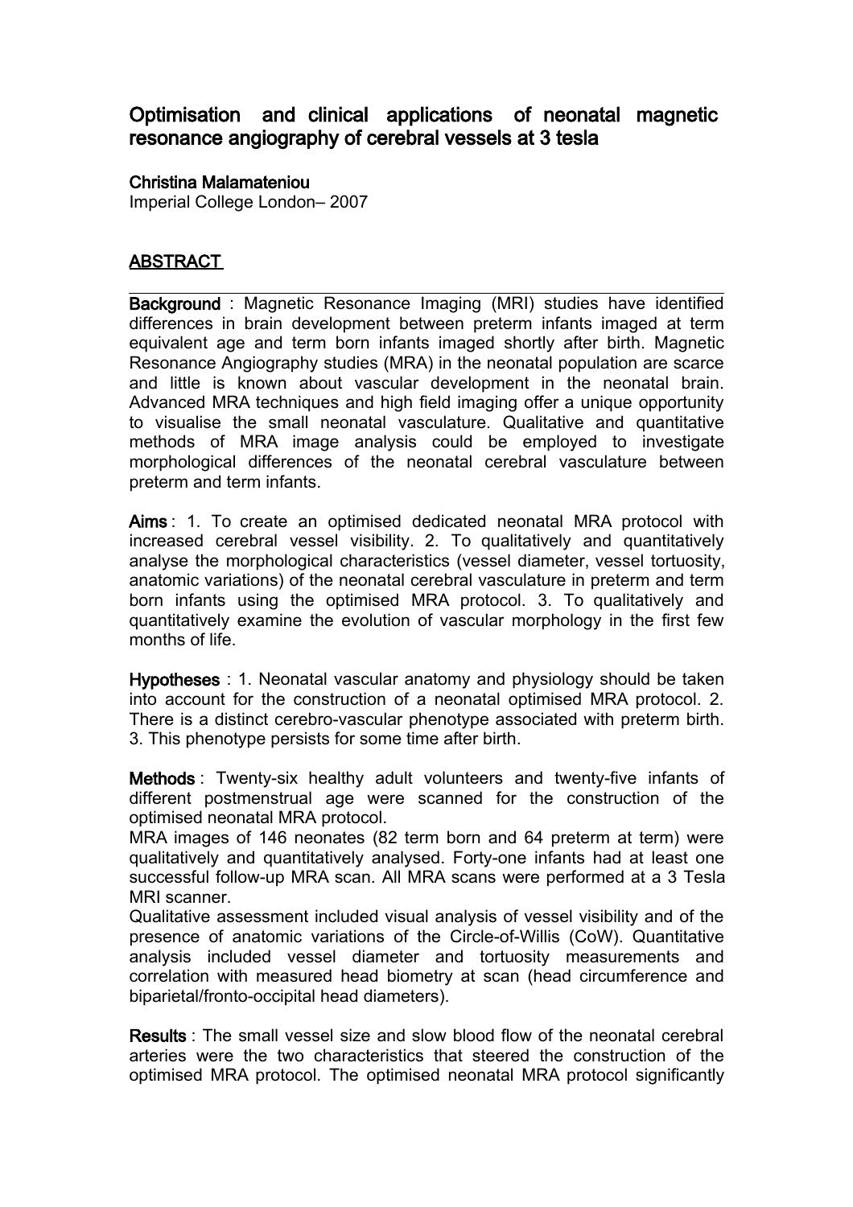# Optimisation and clinical applications of neonatal magnetic resonance angiography of cerebral vessels at 3 tesla

**Christina Malamateniou**
Imperial College London– 2007

## ABSTRACT

**Background** : Magnetic Resonance Imaging (MRI) studies have identified differences in brain development between preterm infants imaged at term equivalent age and term born infants imaged shortly after birth. Magnetic Resonance Angiography studies (MRA) in the neonatal population are scarce and little is known about vascular development in the neonatal brain. Advanced MRA techniques and high field imaging offer a unique opportunity to visualise the small neonatal vasculature. Qualitative and quantitative methods of MRA image analysis could be employed to investigate morphological differences of the neonatal cerebral vasculature between preterm and term infants.

**Aims** : 1. To create an optimised dedicated neonatal MRA protocol with increased cerebral vessel visibility. 2. To qualitatively and quantitatively analyse the morphological characteristics (vessel diameter, vessel tortuosity, anatomic variations) of the neonatal cerebral vasculature in preterm and term born infants using the optimised MRA protocol. 3. To qualitatively and quantitatively examine the evolution of vascular morphology in the first few months of life.

**Hypotheses** : 1. Neonatal vascular anatomy and physiology should be taken into account for the construction of a neonatal optimised MRA protocol. 2. There is a distinct cerebro-vascular phenotype associated with preterm birth. 3. This phenotype persists for some time after birth.

**Methods** : Twenty-six healthy adult volunteers and twenty-five infants of different postmenstrual age were scanned for the construction of the optimised neonatal MRA protocol.
MRA images of 146 neonates (82 term born and 64 preterm at term) were qualitatively and quantitatively analysed. Forty-one infants had at least one successful follow-up MRA scan. All MRA scans were performed at a 3 Tesla MRI scanner.
Qualitative assessment included visual analysis of vessel visibility and of the presence of anatomic variations of the Circle-of-Willis (CoW). Quantitative analysis included vessel diameter and tortuosity measurements and correlation with measured head biometry at scan (head circumference and biparietal/fronto-occipital head diameters).

**Results** : The small vessel size and slow blood flow of the neonatal cerebral arteries were the two characteristics that steered the construction of the optimised MRA protocol. The optimised neonatal MRA protocol significantly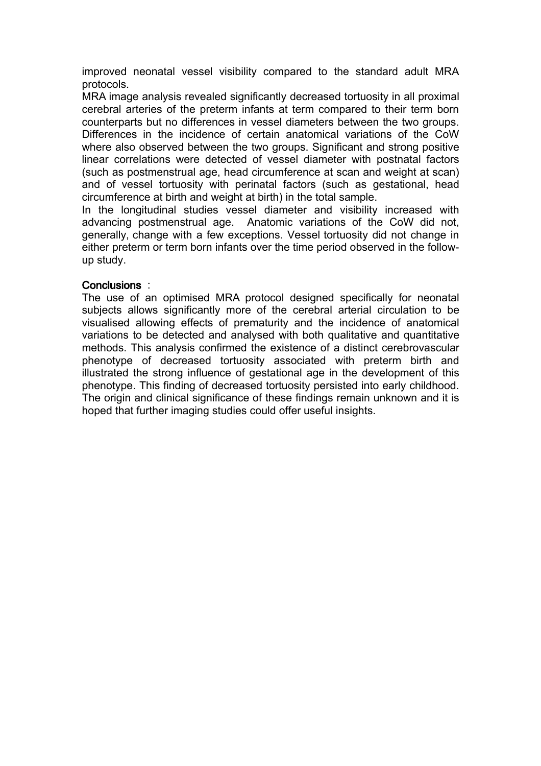improved neonatal vessel visibility compared to the standard adult MRA protocols.

MRA image analysis revealed significantly decreased tortuosity in all proximal cerebral arteries of the preterm infants at term compared to their term born counterparts but no differences in vessel diameters between the two groups. Differences in the incidence of certain anatomical variations of the CoW where also observed between the two groups. Significant and strong positive linear correlations were detected of vessel diameter with postnatal factors (such as postmenstrual age, head circumference at scan and weight at scan) and of vessel tortuosity with perinatal factors (such as gestational, head circumference at birth and weight at birth) in the total sample.

In the longitudinal studies vessel diameter and visibility increased with advancing postmenstrual age. Anatomic variations of the CoW did not, generally, change with a few exceptions. Vessel tortuosity did not change in either preterm or term born infants over the time period observed in the follow-up study.

**Conclusions** :

The use of an optimised MRA protocol designed specifically for neonatal subjects allows significantly more of the cerebral arterial circulation to be visualised allowing effects of prematurity and the incidence of anatomical variations to be detected and analysed with both qualitative and quantitative methods. This analysis confirmed the existence of a distinct cerebrovascular phenotype of decreased tortuosity associated with preterm birth and illustrated the strong influence of gestational age in the development of this phenotype. This finding of decreased tortuosity persisted into early childhood. The origin and clinical significance of these findings remain unknown and it is hoped that further imaging studies could offer useful insights.